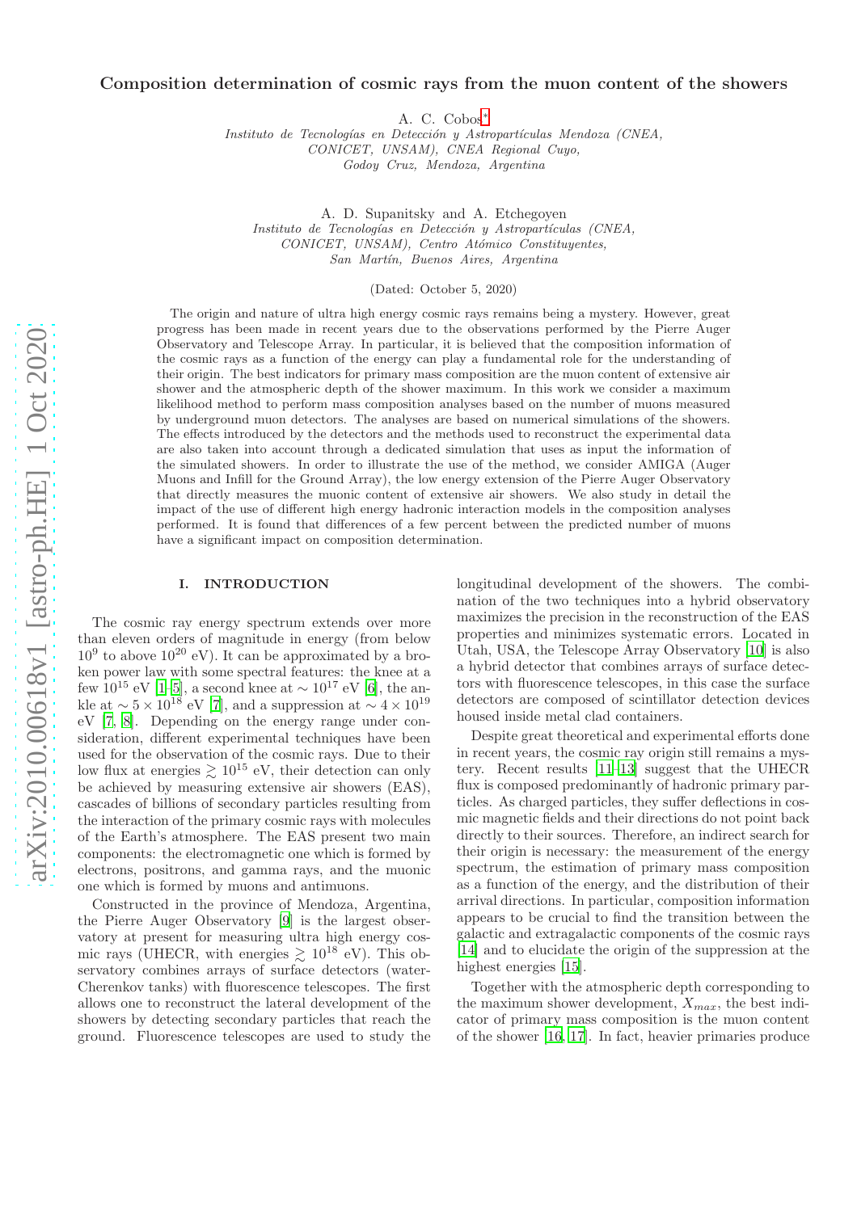# Composition determination of cosmic rays from the muon content of the showers

A. C. Cobos[*]

*Instituto de Tecnologías en Detección y Astropartículas Mendoza (CNEA, CONICET, UNSAM), CNEA Regional Cuyo, Godoy Cruz, Mendoza, Argentina*

A. D. Supanitsky and A. Etchegoyen

*Instituto de Tecnologías en Detección y Astropartículas (CNEA, CONICET, UNSAM), Centro Atómico Constituyentes, San Martín, Buenos Aires, Argentina*

(Dated: October 5, 2020)

The origin and nature of ultra high energy cosmic rays remains being a mystery. However, great progress has been made in recent years due to the observations performed by the Pierre Auger Observatory and Telescope Array. In particular, it is believed that the composition information of the cosmic rays as a function of the energy can play a fundamental role for the understanding of their origin. The best indicators for primary mass composition are the muon content of extensive air shower and the atmospheric depth of the shower maximum. In this work we consider a maximum likelihood method to perform mass composition analyses based on the number of muons measured by underground muon detectors. The analyses are based on numerical simulations of the showers. The effects introduced by the detectors and the methods used to reconstruct the experimental data are also taken into account through a dedicated simulation that uses as input the information of the simulated showers. In order to illustrate the use of the method, we consider AMIGA (Auger Muons and Infill for the Ground Array), the low energy extension of the Pierre Auger Observatory that directly measures the muonic content of extensive air showers. We also study in detail the impact of the use of different high energy hadronic interaction models in the composition analyses performed. It is found that differences of a few percent between the predicted number of muons have a significant impact on composition determination.

## I. INTRODUCTION

The cosmic ray energy spectrum extends over more than eleven orders of magnitude in energy (from below $10^9$ to above $10^{20}$ eV). It can be approximated by a broken power law with some spectral features: the knee at a few $10^{15}$ eV [1–5], a second knee at $\sim 10^{17}$ eV [6], the ankle at $\sim 5 \times 10^{18}$ eV [7], and a suppression at $\sim 4 \times 10^{19}$ eV [7, 8]. Depending on the energy range under consideration, different experimental techniques have been used for the observation of the cosmic rays. Due to their low flux at energies $\gtrsim 10^{15}$ eV, their detection can only be achieved by measuring extensive air showers (EAS), cascades of billions of secondary particles resulting from the interaction of the primary cosmic rays with molecules of the Earth's atmosphere. The EAS present two main components: the electromagnetic one which is formed by electrons, positrons, and gamma rays, and the muonic one which is formed by muons and antimuons.

Constructed in the province of Mendoza, Argentina, the Pierre Auger Observatory [9] is the largest observatory at present for measuring ultra high energy cosmic rays (UHECR, with energies $\gtrsim 10^{18}$ eV). This observatory combines arrays of surface detectors (water-Cherenkov tanks) with fluorescence telescopes. The first allows one to reconstruct the lateral development of the showers by detecting secondary particles that reach the ground. Fluorescence telescopes are used to study the longitudinal development of the showers. The combination of the two techniques into a hybrid observatory maximizes the precision in the reconstruction of the EAS properties and minimizes systematic errors. Located in Utah, USA, the Telescope Array Observatory [10] is also a hybrid detector that combines arrays of surface detectors with fluorescence telescopes, in this case the surface detectors are composed of scintillator detection devices housed inside metal clad containers.

Despite great theoretical and experimental efforts done in recent years, the cosmic ray origin still remains a mystery. Recent results [11–13] suggest that the UHECR flux is composed predominantly of hadronic primary particles. As charged particles, they suffer deflections in cosmic magnetic fields and their directions do not point back directly to their sources. Therefore, an indirect search for their origin is necessary: the measurement of the energy spectrum, the estimation of primary mass composition as a function of the energy, and the distribution of their arrival directions. In particular, composition information appears to be crucial to find the transition between the galactic and extragalactic components of the cosmic rays [14] and to elucidate the origin of the suppression at the highest energies [15].

Together with the atmospheric depth corresponding to the maximum shower development, $X_{max}$, the best indicator of primary mass composition is the muon content of the shower [16, 17]. In fact, heavier primaries produce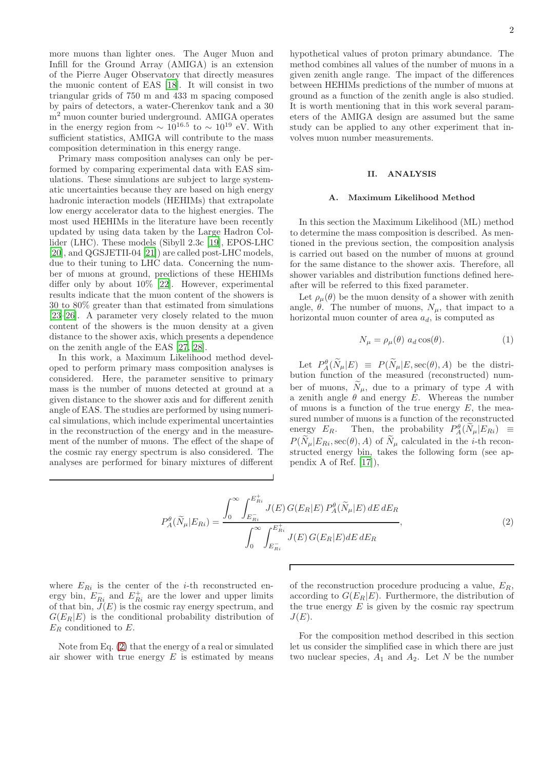more muons than lighter ones. The Auger Muon and Infill for the Ground Array (AMIGA) is an extension of the Pierre Auger Observatory that directly measures the muonic content of EAS [18]. It will consist in two triangular grids of 750 m and 433 m spacing composed by pairs of detectors, a water-Cherenkov tank and a 30 $m^2$ muon counter buried underground. AMIGA operates in the energy region from $\sim 10^{16.5}$ to $\sim 10^{19}$ eV. With sufficient statistics, AMIGA will contribute to the mass composition determination in this energy range.

Primary mass composition analyses can only be performed by comparing experimental data with EAS simulations. These simulations are subject to large systematic uncertainties because they are based on high energy hadronic interaction models (HEHIMs) that extrapolate low energy accelerator data to the highest energies. The most used HEHIMs in the literature have been recently updated by using data taken by the Large Hadron Collider (LHC). These models (Sibyll 2.3c [19], EPOS-LHC [20], and QGSJETII-04 [21]) are called post-LHC models, due to their tuning to LHC data. Concerning the number of muons at ground, predictions of these HEHIMs differ only by about 10% [22]. However, experimental results indicate that the muon content of the showers is 30 to 80% greater than that estimated from simulations [23–26]. A parameter very closely related to the muon content of the showers is the muon density at a given distance to the shower axis, which presents a dependence on the zenith angle of the EAS [27, 28].

In this work, a Maximum Likelihood method developed to perform primary mass composition analyses is considered. Here, the parameter sensitive to primary mass is the number of muons detected at ground at a given distance to the shower axis and for different zenith angle of EAS. The studies are performed by using numerical simulations, which include experimental uncertainties in the reconstruction of the energy and in the measurement of the number of muons. The effect of the shape of the cosmic ray energy spectrum is also considered. The analyses are performed for binary mixtures of different hypothetical values of proton primary abundance. The method combines all values of the number of muons in a given zenith angle range. The impact of the differences between HEHIMs predictions of the number of muons at ground as a function of the zenith angle is also studied. It is worth mentioning that in this work several parameters of the AMIGA design are assumed but the same study can be applied to any other experiment that involves muon number measurements.

## II. ANALYSIS

### A. Maximum Likelihood Method

In this section the Maximum Likelihood (ML) method to determine the mass composition is described. As mentioned in the previous section, the composition analysis is carried out based on the number of muons at ground for the same distance to the shower axis. Therefore, all shower variables and distribution functions defined hereafter will be referred to this fixed parameter.

Let $\rho_\mu(\theta)$ be the muon density of a shower with zenith angle, $\theta$. The number of muons, $N_\mu$, that impact to a horizontal muon counter of area $a_d$, is computed as

$$N_\mu = \rho_\mu(\theta)\ a_d \cos(\theta). \tag{1}$$

Let $P_A^\theta(\widetilde{N}_\mu|E) \equiv P(\widetilde{N}_\mu|E, \sec(\theta), A)$ be the distribution function of the measured (reconstructed) number of muons, $\widetilde{N}_\mu$, due to a primary of type $A$ with a zenith angle $\theta$ and energy $E$. Whereas the number of muons is a function of the true energy $E$, the measured number of muons is a function of the reconstructed energy $E_R$. Then, the probability $P_A^\theta(\widetilde{N}_\mu|E_{Ri}) \equiv P(\widetilde{N}_\mu|E_{Ri}, \sec(\theta), A)$ of $\widetilde{N}_\mu$ calculated in the $i$-th reconstructed energy bin, takes the following form (see appendix A of Ref. [17]),

$$P_A^\theta(\widetilde{N}_\mu|E_{Ri}) = \frac{\displaystyle\int_0^\infty \int_{E_{Ri}^-}^{E_{Ri}^+} J(E)\, G(E_R|E)\, P_A^\theta(\widetilde{N}_\mu|E)\, dE\, dE_R}{\displaystyle\int_0^\infty \int_{E_{Ri}^-}^{E_{Ri}^+} J(E)\, G(E_R|E) dE\, dE_R}, \tag{2}$$

where $E_{Ri}$ is the center of the $i$-th reconstructed energy bin, $E_{Ri}^-$ and $E_{Ri}^+$ are the lower and upper limits of that bin, $J(E)$ is the cosmic ray energy spectrum, and $G(E_R|E)$ is the conditional probability distribution of $E_R$ conditioned to $E$.

Note from Eq. (2) that the energy of a real or simulated air shower with true energy $E$ is estimated by means of the reconstruction procedure producing a value, $E_R$, according to $G(E_R|E)$. Furthermore, the distribution of the true energy $E$ is given by the cosmic ray spectrum $J(E)$.

For the composition method described in this section let us consider the simplified case in which there are just two nuclear species, $A_1$ and $A_2$. Let $N$ be the number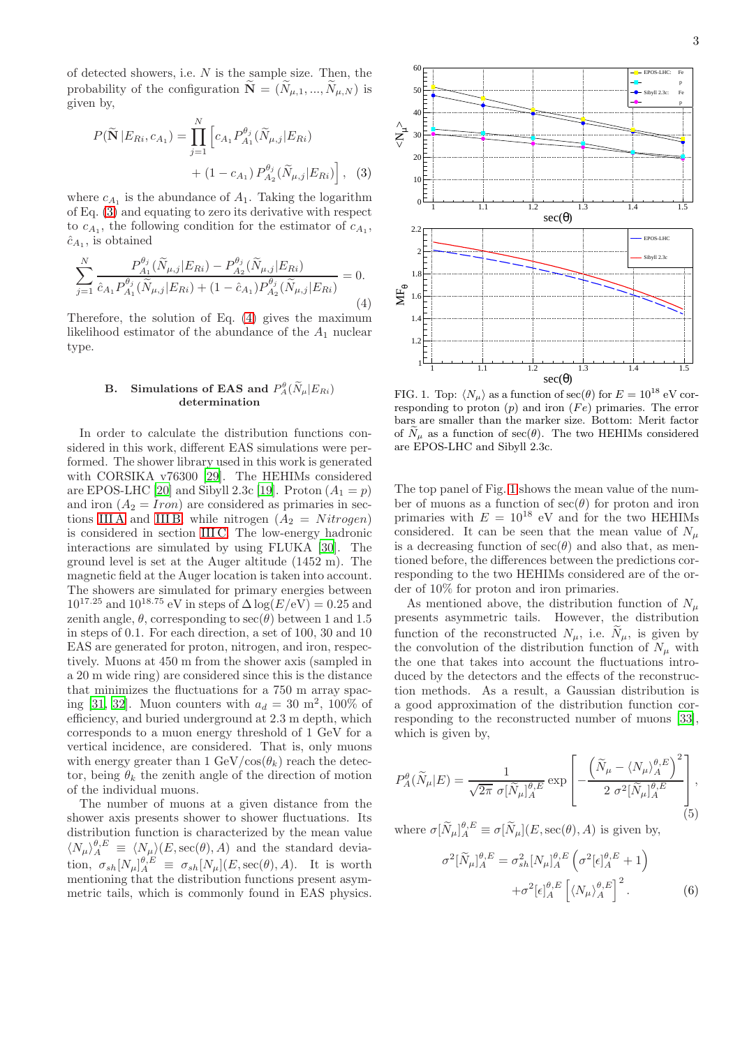of detected showers, i.e. $N$ is the sample size. Then, the probability of the configuration $\widetilde{\mathbf{N}} = (\widetilde{N}_{\mu,1}, ..., \widetilde{N}_{\mu,N})$ is given by,

$$P(\widetilde{\mathbf{N}}|E_{Ri}, c_{A_1}) = \prod_{j=1}^{N} \Big[ c_{A_1} P_{A_1}^{\theta_j}(\widetilde{N}_{\mu,j}|E_{Ri}) + (1 - c_{A_1})\, P_{A_2}^{\theta_j}(\widetilde{N}_{\mu,j}|E_{Ri}) \Big], \quad (3)$$

where $c_{A_1}$ is the abundance of $A_1$. Taking the logarithm of Eq. (3) and equating to zero its derivative with respect to $c_{A_1}$, the following condition for the estimator of $c_{A_1}$, $\hat{c}_{A_1}$, is obtained

$$\sum_{j=1}^{N} \frac{P_{A_1}^{\theta_j}(\widetilde{N}_{\mu,j}|E_{Ri}) - P_{A_2}^{\theta_j}(\widetilde{N}_{\mu,j}|E_{Ri})}{\hat{c}_{A_1} P_{A_1}^{\theta_j}(\widetilde{N}_{\mu,j}|E_{Ri}) + (1 - \hat{c}_{A_1}) P_{A_2}^{\theta_j}(\widetilde{N}_{\mu,j}|E_{Ri})} = 0. \quad (4)$$

Therefore, the solution of Eq. (4) gives the maximum likelihood estimator of the abundance of the $A_1$ nuclear type.

### B. Simulations of EAS and $P_A^{\theta}(\widetilde{N}_\mu|E_{Ri})$ determination

In order to calculate the distribution functions considered in this work, different EAS simulations were performed. The shower library used in this work is generated with CORSIKA v76300 [29]. The HEHIMs considered are EPOS-LHC [20] and Sibyll 2.3c [19]. Proton ($A_1 = p$) and iron ($A_2 = Iron$) are considered as primaries in sections III A and III B, while nitrogen ($A_2 = Nitrogen$) is considered in section III C. The low-energy hadronic interactions are simulated by using FLUKA [30]. The ground level is set at the Auger altitude (1452 m). The magnetic field at the Auger location is taken into account. The showers are simulated for primary energies between $10^{17.25}$ and $10^{18.75}$ eV in steps of $\Delta \log(E/\text{eV}) = 0.25$ and zenith angle, $\theta$, corresponding to $\sec(\theta)$ between 1 and 1.5 in steps of 0.1. For each direction, a set of 100, 30 and 10 EAS are generated for proton, nitrogen, and iron, respectively. Muons at 450 m from the shower axis (sampled in a 20 m wide ring) are considered since this is the distance that minimizes the fluctuations for a 750 m array spacing [31, 32]. Muon counters with $a_d = 30$ m$^2$, 100% of efficiency, and buried underground at 2.3 m depth, which corresponds to a muon energy threshold of 1 GeV for a vertical incidence, are considered. That is, only muons with energy greater than 1 GeV/$\cos(\theta_k)$ reach the detector, being $\theta_k$ the zenith angle of the direction of motion of the individual muons.

The number of muons at a given distance from the shower axis presents shower to shower fluctuations. Its distribution function is characterized by the mean value $\langle N_\mu \rangle_A^{\theta,E} \equiv \langle N_\mu \rangle(E, \sec(\theta), A)$ and the standard deviation, $\sigma_{sh}[N_\mu]_A^{\theta,E} \equiv \sigma_{sh}[N_\mu](E, \sec(\theta), A)$. It is worth mentioning that the distribution functions present asymmetric tails, which is commonly found in EAS physics.

FIG. 1. Top: $\langle N_\mu \rangle$ as a function of $\sec(\theta)$ for $E = 10^{18}$ eV corresponding to proton ($p$) and iron ($Fe$) primaries. The error bars are smaller than the marker size. Bottom: Merit factor of $\widetilde{N}_\mu$ as a function of $\sec(\theta)$. The two HEHIMs considered are EPOS-LHC and Sibyll 2.3c.

The top panel of Fig. 1 shows the mean value of the number of muons as a function of $\sec(\theta)$ for proton and iron primaries with $E = 10^{18}$ eV and for the two HEHIMs considered. It can be seen that the mean value of $N_\mu$ is a decreasing function of $\sec(\theta)$ and also that, as mentioned before, the differences between the predictions corresponding to the two HEHIMs considered are of the order of 10% for proton and iron primaries.

As mentioned above, the distribution function of $N_\mu$ presents asymmetric tails. However, the distribution function of the reconstructed $N_\mu$, i.e. $\widetilde{N}_\mu$, is given by the convolution of the distribution function of $N_\mu$ with the one that takes into account the fluctuations introduced by the detectors and the effects of the reconstruction methods. As a result, a Gaussian distribution is a good approximation of the distribution function corresponding to the reconstructed number of muons [33], which is given by,

$$P_A^{\theta}(\widetilde{N}_\mu|E) = \frac{1}{\sqrt{2\pi}\, \sigma[\widetilde{N}_\mu]_A^{\theta,E}} \exp\left[ -\frac{\left(\widetilde{N}_\mu - \langle N_\mu \rangle_A^{\theta,E}\right)^2}{2\, \sigma^2[\widetilde{N}_\mu]_A^{\theta,E}} \right], \quad (5)$$

where $\sigma[\widetilde{N}_\mu]_A^{\theta,E} \equiv \sigma[\widetilde{N}_\mu](E, \sec(\theta), A)$ is given by,

$$\sigma^2[\widetilde{N}_\mu]_A^{\theta,E} = \sigma_{sh}^2[N_\mu]_A^{\theta,E} \left( \sigma^2[\epsilon]_A^{\theta,E} + 1 \right) + \sigma^2[\epsilon]_A^{\theta,E} \left[ \langle N_\mu \rangle_A^{\theta,E} \right]^2. \quad (6)$$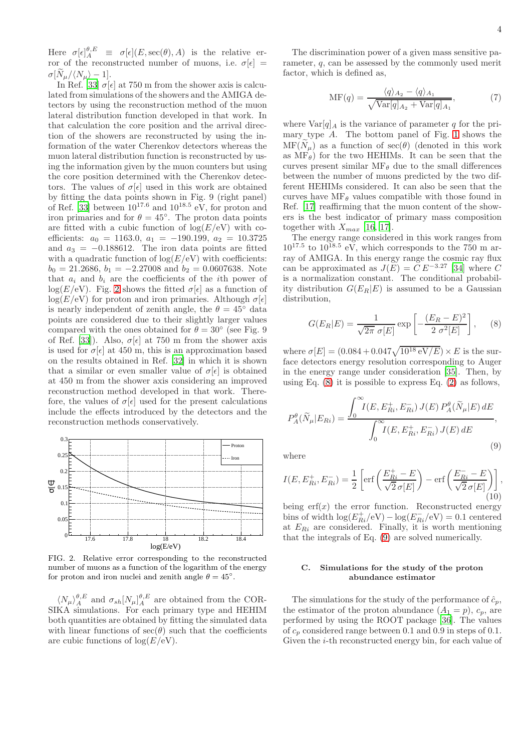Here $\sigma[\epsilon]_A^{\theta,E} \equiv \sigma[\epsilon](E, \sec(\theta), A)$ is the relative error of the reconstructed number of muons, i.e. $\sigma[\epsilon] = \sigma[\widetilde{N}_\mu/\langle N_\mu \rangle - 1]$.

In Ref. [33] $\sigma[\epsilon]$ at 750 m from the shower axis is calculated from simulations of the showers and the AMIGA detectors by using the reconstruction method of the muon lateral distribution function developed in that work. In that calculation the core position and the arrival direction of the showers are reconstructed by using the information of the water Cherenkov detectors whereas the muon lateral distribution function is reconstructed by using the information given by the muon counters but using the core position determined with the Cherenkov detectors. The values of $\sigma[\epsilon]$ used in this work are obtained by fitting the data points shown in Fig. 9 (right panel) of Ref. [33] between $10^{17.6}$ and $10^{18.5}$ eV, for proton and iron primaries and for $\theta = 45^\circ$. The proton data points are fitted with a cubic function of $\log(E/\text{eV})$ with coefficients: $a_0 = 1163.0$, $a_1 = -190.199$, $a_2 = 10.3725$ and $a_3 = -0.188612$. The iron data points are fitted with a quadratic function of $\log(E/\text{eV})$ with coefficients: $b_0 = 21.2686$, $b_1 = -2.27008$ and $b_2 = 0.0607638$. Note that $a_i$ and $b_i$ are the coefficients of the $i$th power of $\log(E/\text{eV})$. Fig. 2 shows the fitted $\sigma[\epsilon]$ as a function of $\log(E/\text{eV})$ for proton and iron primaries. Although $\sigma[\epsilon]$ is nearly independent of zenith angle, the $\theta = 45^\circ$ data points are considered due to their slightly larger values compared with the ones obtained for $\theta = 30^\circ$ (see Fig. 9 of Ref. [33]). Also, $\sigma[\epsilon]$ at 750 m from the shower axis is used for $\sigma[\epsilon]$ at 450 m, this is an approximation based on the results obtained in Ref. [32] in which it is shown that a similar or even smaller value of $\sigma[\epsilon]$ is obtained at 450 m from the shower axis considering an improved reconstruction method developed in that work. Therefore, the values of $\sigma[\epsilon]$ used for the present calculations include the effects introduced by the detectors and the reconstruction methods conservatively.

FIG. 2. Relative error corresponding to the reconstructed number of muons as a function of the logarithm of the energy for proton and iron nuclei and zenith angle $\theta = 45^\circ$.

$\langle N_\mu \rangle_A^{\theta,E}$ and $\sigma_{sh}[N_\mu]_A^{\theta,E}$ are obtained from the CORSIKA simulations. For each primary type and HEHIM both quantities are obtained by fitting the simulated data with linear functions of $\sec(\theta)$ such that the coefficients are cubic functions of $\log(E/\text{eV})$.

The discrimination power of a given mass sensitive parameter, $q$, can be assessed by the commonly used merit factor, which is defined as,

$$\text{MF}(q) = \frac{\langle q \rangle_{A_2} - \langle q \rangle_{A_1}}{\sqrt{\text{Var}[q]_{A_2} + \text{Var}[q]_{A_1}}}, \tag{7}$$

where $\text{Var}[q]_A$ is the variance of parameter $q$ for the primary type $A$. The bottom panel of Fig. 1 shows the $\text{MF}(\widetilde{N}_\mu)$ as a function of $\sec(\theta)$ (denoted in this work as $\text{MF}_\theta$) for the two HEHIMs. It can be seen that the curves present similar $\text{MF}_\theta$ due to the small differences between the number of muons predicted by the two different HEHIMs considered. It can also be seen that the curves have $\text{MF}_\theta$ values compatible with those found in Ref. [17] reaffirming that the muon content of the showers is the best indicator of primary mass composition together with $X_{max}$ [16, 17].

The energy range considered in this work ranges from $10^{17.5}$ to $10^{18.5}$ eV, which corresponds to the 750 m array of AMIGA. In this energy range the cosmic ray flux can be approximated as $J(E) = C\,E^{-3.27}$ [34] where $C$ is a normalization constant. The conditional probability distribution $G(E_R|E)$ is assumed to be a Gaussian distribution,

$$G(E_R|E) = \frac{1}{\sqrt{2\pi}\,\sigma[E]} \exp\left[-\frac{(E_R - E)^2}{2\,\sigma^2[E]}\right], \tag{8}$$

where $\sigma[E] = (0.084 + 0.047\sqrt{10^{18}\,\text{eV}/E}) \times E$ is the surface detectors energy resolution corresponding to Auger in the energy range under consideration [35]. Then, by using Eq. (8) it is possible to express Eq. (2) as follows,

$$P_A^\theta(\widetilde{N}_\mu|E_{Ri}) = \frac{\displaystyle\int_0^\infty I(E, E_{Ri}^+, E_{Ri}^-)\, J(E)\, P_A^\theta(\widetilde{N}_\mu|E)\, dE}{\displaystyle\int_0^\infty I(E, E_{Ri}^+, E_{Ri}^-)\, J(E)\, dE}, \tag{9}$$

where

$$I(E, E_{Ri}^+, E_{Ri}^-) = \frac{1}{2}\left[\text{erf}\left(\frac{E_{Ri}^+ - E}{\sqrt{2}\,\sigma[E]}\right) - \text{erf}\left(\frac{E_{Ri}^- - E}{\sqrt{2}\,\sigma[E]}\right)\right], \tag{10}$$

being $\text{erf}(x)$ the error function. Reconstructed energy bins of width $\log(E_{Ri}^+/\text{eV}) - \log(E_{Ri}^-/\text{eV}) = 0.1$ centered at $E_{Ri}$ are considered. Finally, it is worth mentioning that the integrals of Eq. (9) are solved numerically.

### C. Simulations for the study of the proton abundance estimator

The simulations for the study of the performance of $\hat{c}_p$, the estimator of the proton abundance ($A_1 = p$), $c_p$, are performed by using the ROOT package [36]. The values of $c_p$ considered range between 0.1 and 0.9 in steps of 0.1. Given the $i$-th reconstructed energy bin, for each value of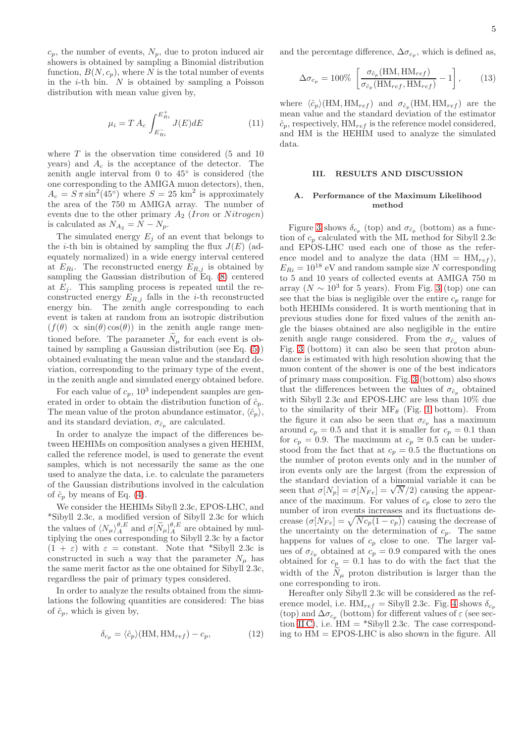$c_p$, the number of events, $N_p$, due to proton induced air showers is obtained by sampling a Binomial distribution function, $B(N, c_p)$, where $N$ is the total number of events in the $i$-th bin. $N$ is obtained by sampling a Poisson distribution with mean value given by,

$$\mu_i = T\, A_c \int_{E_{Ri}^-}^{E_{Ri}^+} J(E) dE \tag{11}$$

where $T$ is the observation time considered (5 and 10 years) and $A_c$ is the acceptance of the detector. The zenith angle interval from 0 to 45° is considered (the one corresponding to the AMIGA muon detectors) which, then, $A_c = S\,\pi \sin^2(45°)$ where $S = 25$ km$^2$ is approximately the area of the 750 m AMIGA array. The number of events due to the other primary $A_2$ (*Iron* or *Nitrogen*) is calculated as $N_{A_2} = N - N_p$.

The simulated energy $E_j$ of an event that belongs to the $i$-th bin is obtained by sampling the flux $J(E)$ (adequately normalized) in a wide energy interval centered at $E_{Ri}$. The reconstructed energy $E_{R,j}$ is obtained by sampling the Gaussian distribution of Eq. (8) centered at $E_j$. This sampling process is repeated until the reconstructed energy $E_{R,j}$ falls in the $i$-th reconstructed energy bin. The zenith angle corresponding to each event is taken at random from an isotropic distribution ($f(\theta) \propto \sin(\theta)\cos(\theta)$) in the zenith angle range mentioned before. The parameter $\widetilde{N}_\mu$ for each event is obtained by sampling a Gaussian distribution (see Eq. (5)) obtained evaluating the mean value and the standard deviation, corresponding to the primary type of the event, in the zenith angle and simulated energy obtained before.

For each value of $c_p$, $10^3$ independent samples are generated in order to obtain the distribution function of $\hat{c}_p$. The mean value of the proton abundance estimator, $\langle \hat{c}_p \rangle$, and its standard deviation, $\sigma_{\hat{c}_p}$ are calculated.

In order to analyze the impact of the differences between HEHIMs on composition analyses a given HEHIM, called the reference model, is used to generate the event samples, which is not necessarily the same as the one used to analyze the data, i.e. to calculate the parameters of the Gaussian distributions involved in the calculation of $\hat{c}_p$ by means of Eq. (4).

We consider the HEHIMs Sibyll 2.3c, EPOS-LHC, and *Sibyll 2.3c, a modified version of Sibyll 2.3c for which the values of $\langle N_\mu \rangle_A^{\theta,E}$ and $\sigma[\widetilde{N}_\mu]_A^{\theta,E}$ are obtained by multiplying the ones corresponding to Sibyll 2.3c by a factor $(1+\varepsilon)$ with $\varepsilon$ = constant. Note that *Sibyll 2.3c is constructed in such a way that the parameter $N_\mu$ has the same merit factor as the one obtained for Sibyll 2.3c, regardless the pair of primary types considered.

In order to analyze the results obtained from the simulations the following quantities are considered: The bias of $\hat{c}_p$, which is given by,

$$\delta_{c_p} = \langle \hat{c}_p \rangle(\text{HM}, \text{HM}_{ref}) - c_p, \tag{12}$$

and the percentage difference, $\Delta\sigma_{c_p}$, which is defined as,

$$\Delta\sigma_{c_p} = 100\% \left[ \frac{\sigma_{\hat{c}_p}(\text{HM}, \text{HM}_{ref})}{\sigma_{\hat{c}_p}(\text{HM}_{ref}, \text{HM}_{ref})} - 1 \right], \tag{13}$$

where $\langle \hat{c}_p \rangle(\text{HM}, \text{HM}_{ref})$ and $\sigma_{\hat{c}_p}(\text{HM}, \text{HM}_{ref})$ are the mean value and the standard deviation of the estimator $\hat{c}_p$, respectively, $\text{HM}_{ref}$ is the reference model considered, and HM is the HEHIM used to analyze the simulated data.

## III. RESULTS AND DISCUSSION

### A. Performance of the Maximum Likelihood method

Figure 3 shows $\delta_{c_p}$ (top) and $\sigma_{\hat{c}_p}$ (bottom) as a function of $c_p$ calculated with the ML method for Sibyll 2.3c and EPOS-LHC used each one of those as the reference model and to analyze the data (HM = $\text{HM}_{ref}$), $E_{Ri} = 10^{18}$ eV and random sample size $N$ corresponding to 5 and 10 years of collected events at AMIGA 750 m array ($N \sim 10^3$ for 5 years). From Fig. 3 (top) one can see that the bias is negligible over the entire $c_p$ range for both HEHIMs considered. It is worth mentioning that in previous studies done for fixed values of the zenith angle the biases obtained are also negligible in the entire zenith angle range considered. From the $\sigma_{\hat{c}_p}$ values of Fig. 3 (bottom) it can also be seen that proton abundance is estimated with high resolution showing that the muon content of the shower is one of the best indicators of primary mass composition. Fig. 3 (bottom) also shows that the differences between the values of $\sigma_{\hat{c}_p}$ obtained with Sibyll 2.3c and EPOS-LHC are less than 10% due to the similarity of their $\text{MF}_\theta$ (Fig. 1 bottom). From the figure it can also be seen that $\sigma_{\hat{c}_p}$ has a maximum around $c_p = 0.5$ and that it is smaller for $c_p = 0.1$ than for $c_p = 0.9$. The maximum at $c_p \cong 0.5$ can be understood from the fact that at $c_p = 0.5$ the fluctuations on the number of proton events only and in the number of iron events only are the largest (from the expression of the standard deviation of a binomial variable it can be seen that $\sigma[N_p] = \sigma[N_{Fe}] = \sqrt{N}/2$) causing the appearance of the maximum. For values of $c_p$ close to zero the number of iron events increases and its fluctuations decrease ($\sigma[N_{Fe}] = \sqrt{N c_p (1 - c_p)}$) causing the decrease of the uncertainty on the determination of $c_p$. The same happens for values of $c_p$ close to one. The larger values of $\sigma_{\hat{c}_p}$ obtained at $c_p = 0.9$ compared with the ones obtained for $c_p = 0.1$ has to do with the fact that the width of the $\widetilde{N}_\mu$ proton distribution is larger than the one corresponding to iron.

Hereafter only Sibyll 2.3c will be considered as the reference model, i.e. $\text{HM}_{ref}$ = Sibyll 2.3c. Fig. 4 shows $\delta_{c_p}$ (top) and $\Delta\sigma_{c_p}$ (bottom) for different values of $\varepsilon$ (see section II C), i.e. HM = *Sibyll 2.3c. The case corresponding to HM = EPOS-LHC is also shown in the figure. All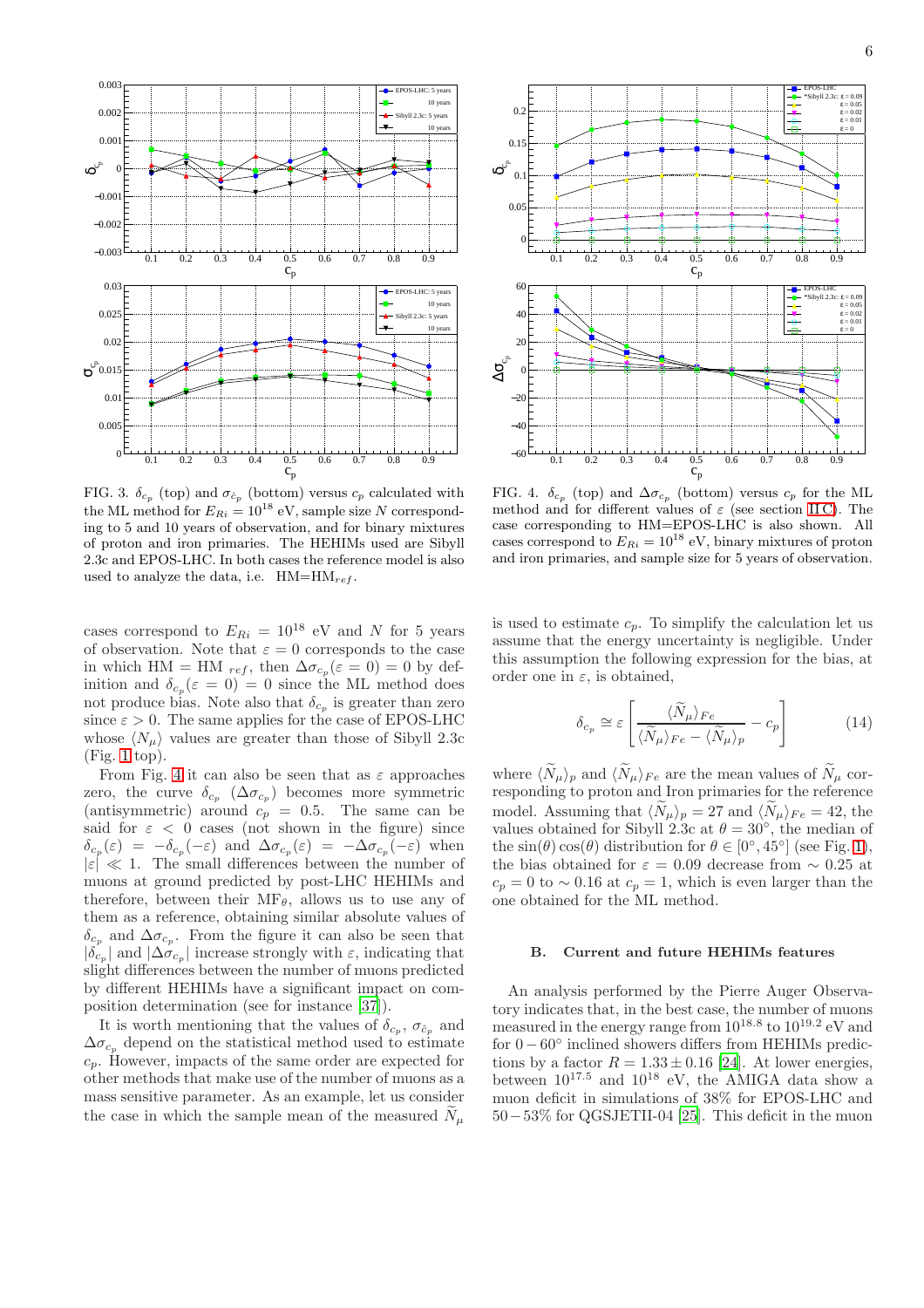FIG. 3. $\delta_{c_p}$ (top) and $\sigma_{\hat{c}_p}$ (bottom) versus $c_p$ calculated with the ML method for $E_{Ri} = 10^{18}$ eV, sample size $N$ corresponding to 5 and 10 years of observation, and for binary mixtures of proton and iron primaries. The HEHIMs used are Sibyll 2.3c and EPOS-LHC. In both cases the reference model is also used to analyze the data, i.e. HM=HM$_{ref}$.

FIG. 4. $\delta_{c_p}$ (top) and $\Delta\sigma_{c_p}$ (bottom) versus $c_p$ for the ML method and for different values of $\varepsilon$ (see section II C). The case corresponding to HM=EPOS-LHC is also shown. All cases correspond to $E_{Ri} = 10^{18}$ eV, binary mixtures of proton and iron primaries, and sample size for 5 years of observation.

cases correspond to $E_{Ri} = 10^{18}$ eV and $N$ for 5 years of observation. Note that $\varepsilon = 0$ corresponds to the case in which HM = HM $_{ref}$, then $\Delta\sigma_{c_p}(\varepsilon = 0) = 0$ by definition and $\delta_{c_p}(\varepsilon = 0) = 0$ since the ML method does not produce bias. Note also that $\delta_{c_p}$ is greater than zero since $\varepsilon > 0$. The same applies for the case of EPOS-LHC whose $\langle N_\mu \rangle$ values are greater than those of Sibyll 2.3c (Fig. 1 top).

From Fig. 4 it can also be seen that as $\varepsilon$ approaches zero, the curve $\delta_{c_p}$ ($\Delta\sigma_{c_p}$) becomes more symmetric (antisymmetric) around $c_p = 0.5$. The same can be said for $\varepsilon < 0$ cases (not shown in the figure) since $\delta_{c_p}(\varepsilon) = -\delta_{c_p}(-\varepsilon)$ and $\Delta\sigma_{c_p}(\varepsilon) = -\Delta\sigma_{c_p}(-\varepsilon)$ when $|\varepsilon| \ll 1$. The small differences between the number of muons at ground predicted by post-LHC HEHIMs and therefore, between their MF$_\theta$, allows us to use any of them as a reference, obtaining similar absolute values of $\delta_{c_p}$ and $\Delta\sigma_{c_p}$. From the figure it can be seen that $|\delta_{c_p}|$ and $|\Delta\sigma_{c_p}|$ increase strongly with $\varepsilon$, indicating that slight differences between the number of muons predicted by different HEHIMs have a significant impact on composition determination (see for instance [37]).

It is worth mentioning that the values of $\delta_{c_p}$, $\sigma_{\hat{c}_p}$ and $\Delta\sigma_{c_p}$ depend on the statistical method used to estimate $c_p$. However, impacts of the same order are expected for other methods that make use of the number of muons as a mass sensitive parameter. As an example, let us consider the case in which the sample mean of the measured $\widetilde{N}_\mu$ is used to estimate $c_p$. To simplify the calculation let us assume that the energy uncertainty is negligible. Under this assumption the following expression for the bias, at order one in $\varepsilon$, is obtained,

$$\delta_{c_p} \cong \varepsilon \left[ \frac{\langle \widetilde{N}_\mu \rangle_{Fe}}{\langle \widetilde{N}_\mu \rangle_{Fe} - \langle \widetilde{N}_\mu \rangle_p} - c_p \right] \tag{14}$$

where $\langle \widetilde{N}_\mu \rangle_p$ and $\langle \widetilde{N}_\mu \rangle_{Fe}$ are the mean values of $\widetilde{N}_\mu$ corresponding to proton and Iron primaries for the reference model. Assuming that $\langle \widetilde{N}_\mu \rangle_p = 27$ and $\langle \widetilde{N}_\mu \rangle_{Fe} = 42$, the values obtained for Sibyll 2.3c at $\theta = 30°$, the median of the $\sin(\theta)\cos(\theta)$ distribution for $\theta \in [0°, 45°]$ (see Fig. 1), the bias obtained for $\varepsilon = 0.09$ decrease from $\sim 0.25$ at $c_p = 0$ to $\sim 0.16$ at $c_p = 1$, which is even larger than the one obtained for the ML method.

### B. Current and future HEHIMs features

An analysis performed by the Pierre Auger Observatory indicates that, in the best case, the number of muons measured in the energy range from $10^{18.8}$ to $10^{19.2}$ eV and for $0 - 60°$ inclined showers differs from HEHIMs predictions by a factor $R = 1.33 \pm 0.16$ [24]. At lower energies, between $10^{17.5}$ and $10^{18}$ eV, the AMIGA data show a muon deficit in simulations of 38% for EPOS-LHC and $50 - 53\%$ for QGSJETII-04 [25]. This deficit in the muon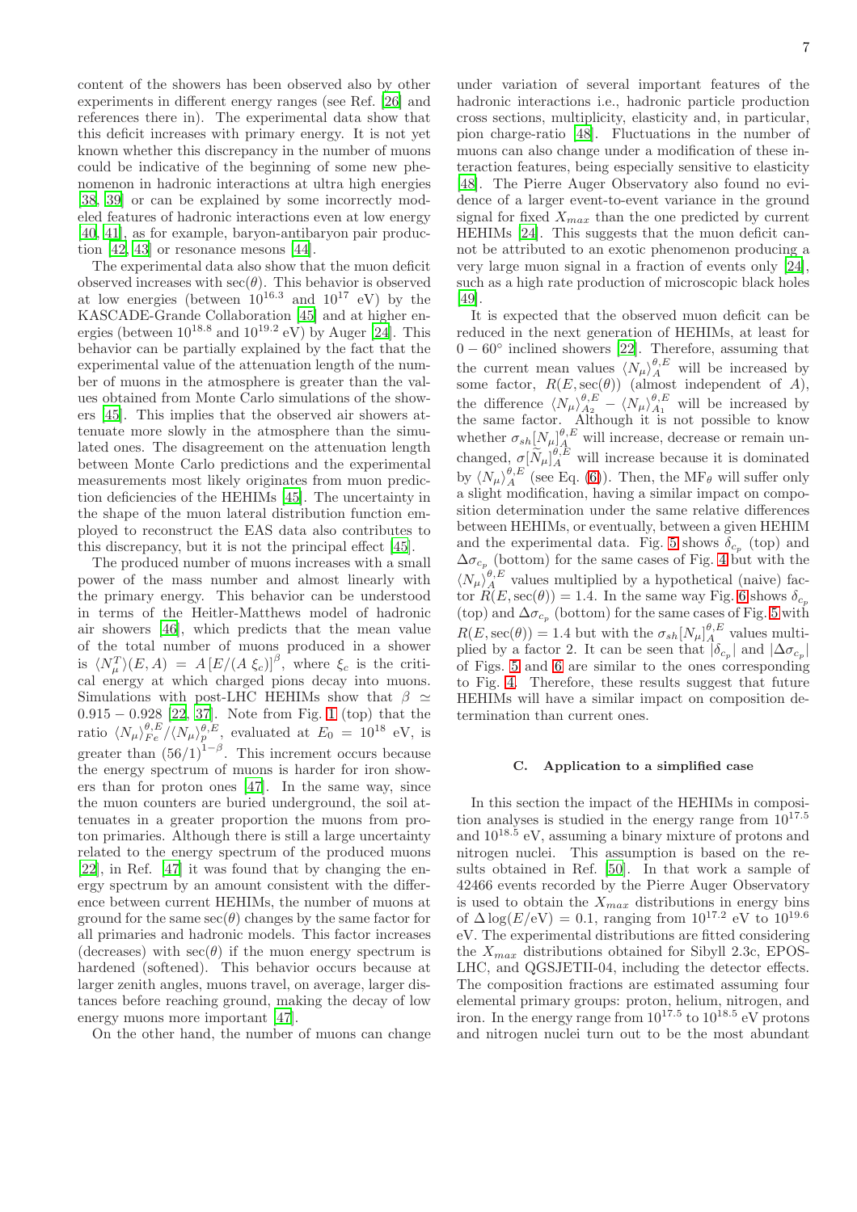content of the showers has been observed also by other experiments in different energy ranges (see Ref. [26] and references there in). The experimental data show that this deficit increases with primary energy. It is not yet known whether this discrepancy in the number of muons could be indicative of the beginning of some new phenomenon in hadronic interactions at ultra high energies [38, 39] or can be explained by some incorrectly modeled features of hadronic interactions even at low energy [40, 41], as for example, baryon-antibaryon pair production [42, 43] or resonance mesons [44].

The experimental data also show that the muon deficit observed increases with $\sec(\theta)$. This behavior is observed at low energies (between $10^{16.3}$ and $10^{17}$ eV) by the KASCADE-Grande Collaboration [45] and at higher energies (between $10^{18.8}$ and $10^{19.2}$ eV) by Auger [24]. This behavior can be partially explained by the fact that the experimental value of the attenuation length of the number of muons in the atmosphere is greater than the values obtained from Monte Carlo simulations of the showers [45]. This implies that the observed air showers attenuate more slowly in the atmosphere than the simulated ones. The disagreement on the attenuation length between Monte Carlo predictions and the experimental measurements most likely originates from muon prediction deficiencies of the HEHIMs [45]. The uncertainty in the shape of the muon lateral distribution function employed to reconstruct the EAS data also contributes to this discrepancy, but it is not the principal effect [45].

The produced number of muons increases with a small power of the mass number and almost linearly with the primary energy. This behavior can be understood in terms of the Heitler-Matthews model of hadronic air showers [46], which predicts that the mean value of the total number of muons produced in a shower is $\langle N_\mu^T \rangle(E, A) = A\,[E/(A\,\xi_c)]^\beta$, where $\xi_c$ is the critical energy at which charged pions decay into muons. Simulations with post-LHC HEHIMs show that $\beta \simeq 0.915 - 0.928$ [22, 37]. Note from Fig. 1 (top) that the ratio $\langle N_\mu \rangle_{Fe}^{\theta,E} / \langle N_\mu \rangle_{p}^{\theta,E}$, evaluated at $E_0 = 10^{18}$ eV, is greater than $(56/1)^{1-\beta}$. This increment occurs because the energy spectrum of muons is harder for iron showers than for proton ones [47]. In the same way, since the muon counters are buried underground, the soil attenuates in a greater proportion the muons from proton primaries. Although there is still a large uncertainty related to the energy spectrum of the produced muons [22], in Ref. [47] it was found that by changing the energy spectrum by an amount consistent with the difference between current HEHIMs, the number of muons at ground for the same $\sec(\theta)$ changes by the same factor for all primaries and hadronic models. This factor increases (decreases) with $\sec(\theta)$ if the muon energy spectrum is hardened (softened). This behavior occurs because at larger zenith angles, muons travel, on average, larger distances before reaching ground, making the decay of low energy muons more important [47].

On the other hand, the number of muons can change under variation of several important features of the hadronic interactions i.e., hadronic particle production cross sections, multiplicity, elasticity and, in particular, pion charge-ratio [48]. Fluctuations in the number of muons can also change under a modification of these interaction features, being especially sensitive to elasticity [48]. The Pierre Auger Observatory also found no evidence of a larger event-to-event variance in the ground signal for fixed $X_{max}$ than the one predicted by current HEHIMs [24]. This suggests that the muon deficit cannot be attributed to an exotic phenomenon producing a very large muon signal in a fraction of events only [24], such as a high rate production of microscopic black holes [49].

It is expected that the observed muon deficit can be reduced in the next generation of HEHIMs, at least for $0 - 60^\circ$ inclined showers [22]. Therefore, assuming that the current mean values $\langle N_\mu \rangle_A^{\theta,E}$ will be increased by some factor, $R(E, \sec(\theta))$ (almost independent of $A$), the difference $\langle N_\mu \rangle_{A_2}^{\theta,E} - \langle N_\mu \rangle_{A_1}^{\theta,E}$ will be increased by the same factor. Although it is not possible to know whether $\sigma_{sh}[N_\mu]_A^{\theta,E}$ will increase, decrease or remain unchanged, $\sigma[\widetilde{N}_\mu]_A^{\theta,E}$ will increase because it is dominated by $\langle N_\mu \rangle_A^{\theta,E}$ (see Eq. (6)). Then, the $\mathrm{MF}_\theta$ will suffer only a slight modification, having a similar impact on composition determination under the same relative differences between HEHIMs, or eventually, between a given HEHIM and the experimental data. Fig. 5 shows $\delta_{c_p}$ (top) and $\Delta\sigma_{c_p}$ (bottom) for the same cases of Fig. 4 but with the $\langle N_\mu \rangle_A^{\theta,E}$ values multiplied by a hypothetical (naive) factor $R(E, \sec(\theta)) = 1.4$. In the same way Fig. 6 shows $\delta_{c_p}$ (top) and $\Delta\sigma_{c_p}$ (bottom) for the same cases of Fig. 5 with $R(E, \sec(\theta)) = 1.4$ but with the $\sigma_{sh}[N_\mu]_A^{\theta,E}$ values multiplied by a factor 2. It can be seen that $|\delta_{c_p}|$ and $|\Delta\sigma_{c_p}|$ of Figs. 5 and 6 are similar to the ones corresponding to Fig. 4. Therefore, these results suggest that future HEHIMs will have a similar impact on composition determination than current ones.

### C. Application to a simplified case

In this section the impact of the HEHIMs in composition analyses is studied in the energy range from $10^{17.5}$ and $10^{18.5}$ eV, assuming a binary mixture of protons and nitrogen nuclei. This assumption is based on the results obtained in Ref. [50]. In that work a sample of 42466 events recorded by the Pierre Auger Observatory is used to obtain the $X_{max}$ distributions in energy bins of $\Delta \log(E/\mathrm{eV}) = 0.1$, ranging from $10^{17.2}$ eV to $10^{19.6}$ eV. The experimental distributions are fitted considering the $X_{max}$ distributions obtained for Sibyll 2.3c, EPOS-LHC, and QGSJETII-04, including the detector effects. The composition fractions are estimated assuming four elemental primary groups: proton, helium, nitrogen, and iron. In the energy range from $10^{17.5}$ to $10^{18.5}$ eV protons and nitrogen nuclei turn out to be the most abundant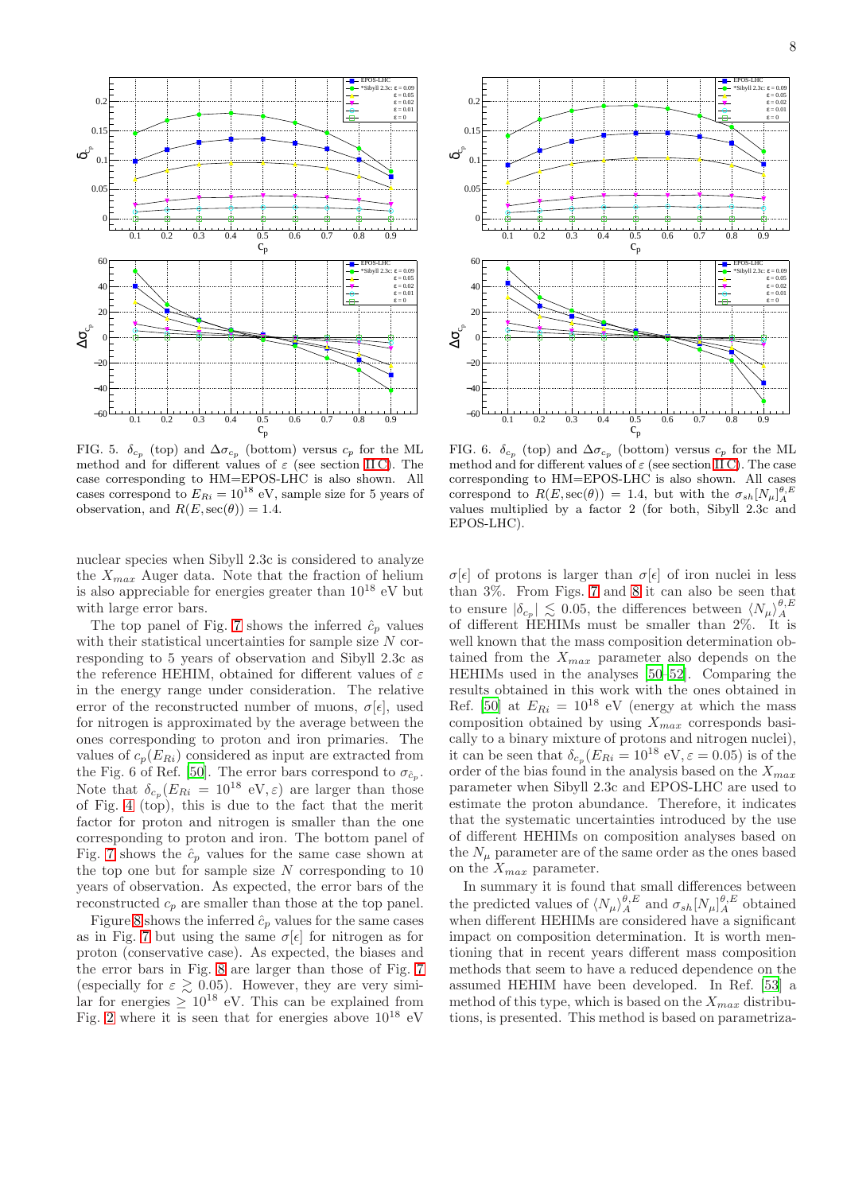FIG. 5. $\delta_{c_p}$ (top) and $\Delta\sigma_{c_p}$ (bottom) versus $c_p$ for the ML method and for different values of $\varepsilon$ (see section II C). The case corresponding to HM=EPOS-LHC is also shown. All cases correspond to $E_{Ri} = 10^{18}$ eV, sample size for 5 years of observation, and $R(E, \sec(\theta)) = 1.4$.

FIG. 6. $\delta_{c_p}$ (top) and $\Delta\sigma_{c_p}$ (bottom) versus $c_p$ for the ML method and for different values of $\varepsilon$ (see section II C). The case corresponding to HM=EPOS-LHC is also shown. All cases correspond to $R(E, \sec(\theta)) = 1.4$, but with the $\sigma_{sh}[N_\mu]_A^{\theta,E}$ values multiplied by a factor 2 (for both, Sibyll 2.3c and EPOS-LHC).

nuclear species when Sibyll 2.3c is considered to analyze the $X_{max}$ Auger data. Note that the fraction of helium is also appreciable for energies greater than $10^{18}$ eV but with large error bars.

The top panel of Fig. 7 shows the inferred $\hat{c}_p$ values with their statistical uncertainties for sample size $N$ corresponding to 5 years of observation and Sibyll 2.3c as the reference HEHIM, obtained for different values of $\varepsilon$ in the energy range under consideration. The relative error of the reconstructed number of muons, $\sigma[\epsilon]$, used for nitrogen is approximated by the average between the ones corresponding to proton and iron primaries. The values of $c_p(E_{Ri})$ considered as input are extracted from the Fig. 6 of Ref. [50]. The error bars correspond to $\sigma_{\hat{c}_p}$. Note that $\delta_{c_p}(E_{Ri} = 10^{18}\text{ eV}, \varepsilon)$ are larger than those of Fig. 4 (top), this is due to the fact that the merit factor for proton and nitrogen is smaller than the one corresponding to proton and iron. The bottom panel of Fig. 7 shows the $\hat{c}_p$ values for the same case shown at the top one but for sample size $N$ corresponding to 10 years of observation. As expected, the error bars of the reconstructed $c_p$ are smaller than those at the top panel.

Figure 8 shows the inferred $\hat{c}_p$ values for the same cases as in Fig. 7 but using the same $\sigma[\epsilon]$ for nitrogen as for proton (conservative case). As expected, the biases and the error bars in Fig. 8 are larger than those of Fig. 7 (especially for $\varepsilon \gtrsim 0.05$). However, they are very similar for energies $\geq 10^{18}$ eV. This can be explained from Fig. 2 where it is seen that for energies above $10^{18}$ eV $\sigma[\epsilon]$ of protons is larger than $\sigma[\epsilon]$ of iron nuclei in less than 3%. From Figs. 7 and 8 it can also be seen that to ensure $|\delta_{c_p}| \lesssim 0.05$, the differences between $\langle N_\mu \rangle_A^{\theta,E}$ of different HEHIMs must be smaller than 2%. It is well known that the mass composition determination obtained from the $X_{max}$ parameter also depends on the HEHIMs used in the analyses [50–52]. Comparing the results obtained in this work with the ones obtained in Ref. [50] at $E_{Ri} = 10^{18}$ eV (energy at which the mass composition obtained by using $X_{max}$ corresponds basically to a binary mixture of protons and nitrogen nuclei), it can be seen that $\delta_{c_p}(E_{Ri} = 10^{18}\text{ eV}, \varepsilon = 0.05)$ is of the order of the bias found in the analysis based on the $X_{max}$ parameter when Sibyll 2.3c and EPOS-LHC are used to estimate the proton abundance. Therefore, it indicates that the systematic uncertainties introduced by the use of different HEHIMs on composition analyses based on the $N_\mu$ parameter are of the same order as the ones based on the $X_{max}$ parameter.

In summary it is found that small differences between the predicted values of $\langle N_\mu \rangle_A^{\theta,E}$ and $\sigma_{sh}[N_\mu]_A^{\theta,E}$ obtained when different HEHIMs are considered have a significant impact on composition determination. It is worth mentioning that in recent years different mass composition methods that seem to have a reduced dependence on the assumed HEHIM have been developed. In Ref. [53] a method of this type, which is based on the $X_{max}$ distributions, is presented. This method is based on parametriza-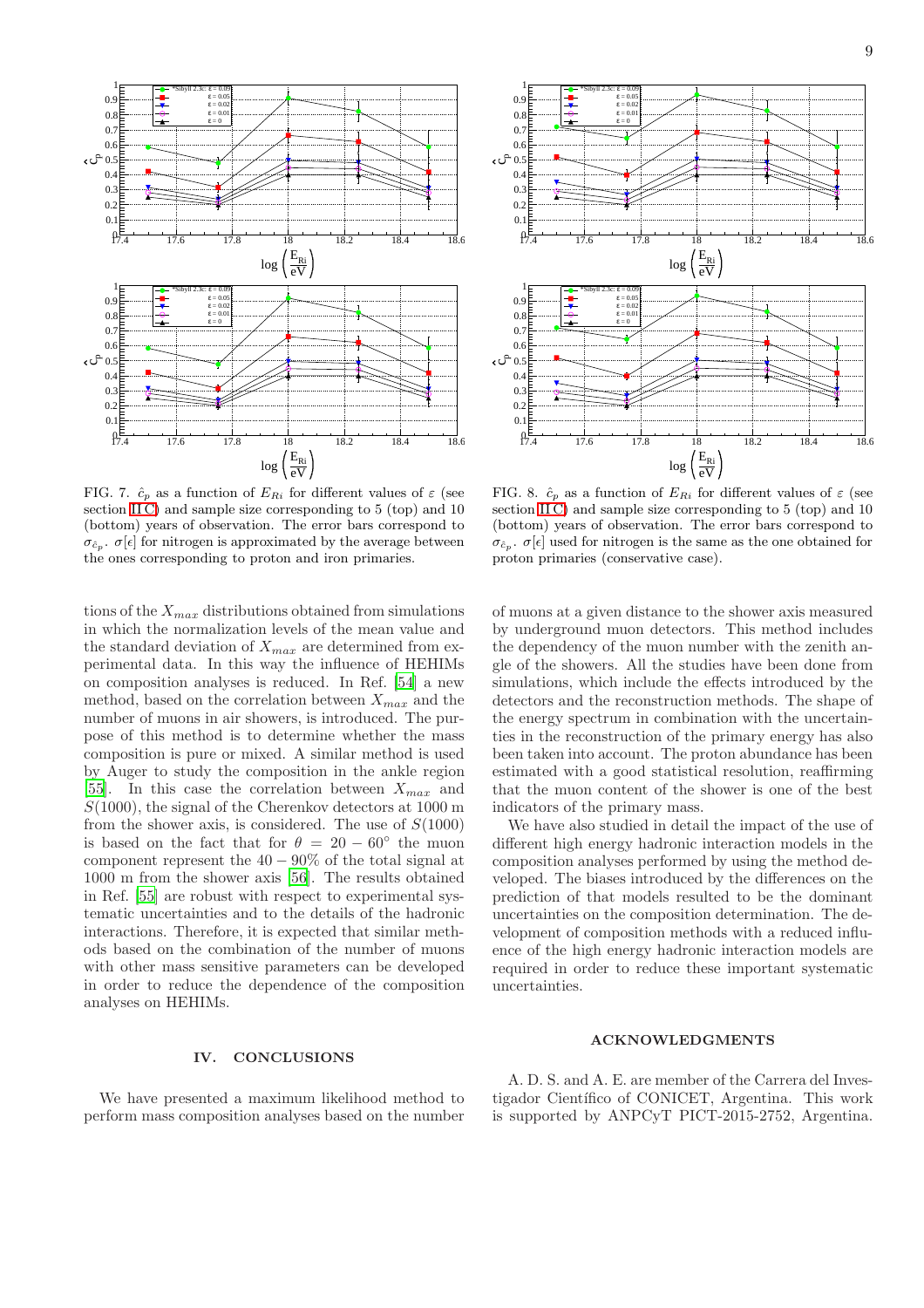FIG. 7. $\hat{c}_p$ as a function of $E_{Ri}$ for different values of $\varepsilon$ (see section II C) and sample size corresponding to 5 (top) and 10 (bottom) years of observation. The error bars correspond to $\sigma_{\hat{c}_p}$. $\sigma[\epsilon]$ for nitrogen is approximated by the average between the ones corresponding to proton and iron primaries.

FIG. 8. $\hat{c}_p$ as a function of $E_{Ri}$ for different values of $\varepsilon$ (see section II C) and sample size corresponding to 5 (top) and 10 (bottom) years of observation. The error bars correspond to $\sigma_{\hat{c}_p}$. $\sigma[\epsilon]$ used for nitrogen is the same as the one obtained for proton primaries (conservative case).

tions of the $X_{max}$ distributions obtained from simulations in which the normalization levels of the mean value and the standard deviation of $X_{max}$ are determined from experimental data. In this way the influence of HEHIMs on composition analyses is reduced. In Ref. [54] a new method, based on the correlation between $X_{max}$ and the number of muons in air showers, is introduced. The purpose of this method is to determine whether the mass composition is pure or mixed. A similar method is used by Auger to study the composition in the ankle region [55]. In this case the correlation between $X_{max}$ and $S(1000)$, the signal of the Cherenkov detectors at 1000 m from the shower axis, is considered. The use of $S(1000)$ is based on the fact that for $\theta = 20 - 60^\circ$ the muon component represent the $40 - 90\%$ of the total signal at 1000 m from the shower axis [56]. The results obtained in Ref. [55] are robust with respect to experimental systematic uncertainties and to the details of the hadronic interactions. Therefore, it is expected that similar methods based on the combination of the number of muons with other mass sensitive parameters can be developed in order to reduce the dependence of the composition analyses on HEHIMs.

## IV. CONCLUSIONS

We have presented a maximum likelihood method to perform mass composition analyses based on the number of muons at a given distance to the shower axis measured by underground muon detectors. This method includes the dependency of the muon number with the zenith angle of the showers. All the studies have been done from simulations, which include the effects introduced by the detectors and the reconstruction methods. The shape of the energy spectrum in combination with the uncertainties in the reconstruction of the primary energy has also been taken into account. The proton abundance has been estimated with a good statistical resolution, reaffirming that the muon content of the shower is one of the best indicators of the primary mass.

We have also studied in detail the impact of the use of different high energy hadronic interaction models in the composition analyses performed by using the method developed. The biases introduced by the differences on the prediction of that models resulted to be the dominant uncertainties on the composition determination. The development of composition methods with a reduced influence of the high energy hadronic interaction models are required in order to reduce these important systematic uncertainties.

## ACKNOWLEDGMENTS

A. D. S. and A. E. are member of the Carrera del Investigador Científico of CONICET, Argentina. This work is supported by ANPCyT PICT-2015-2752, Argentina.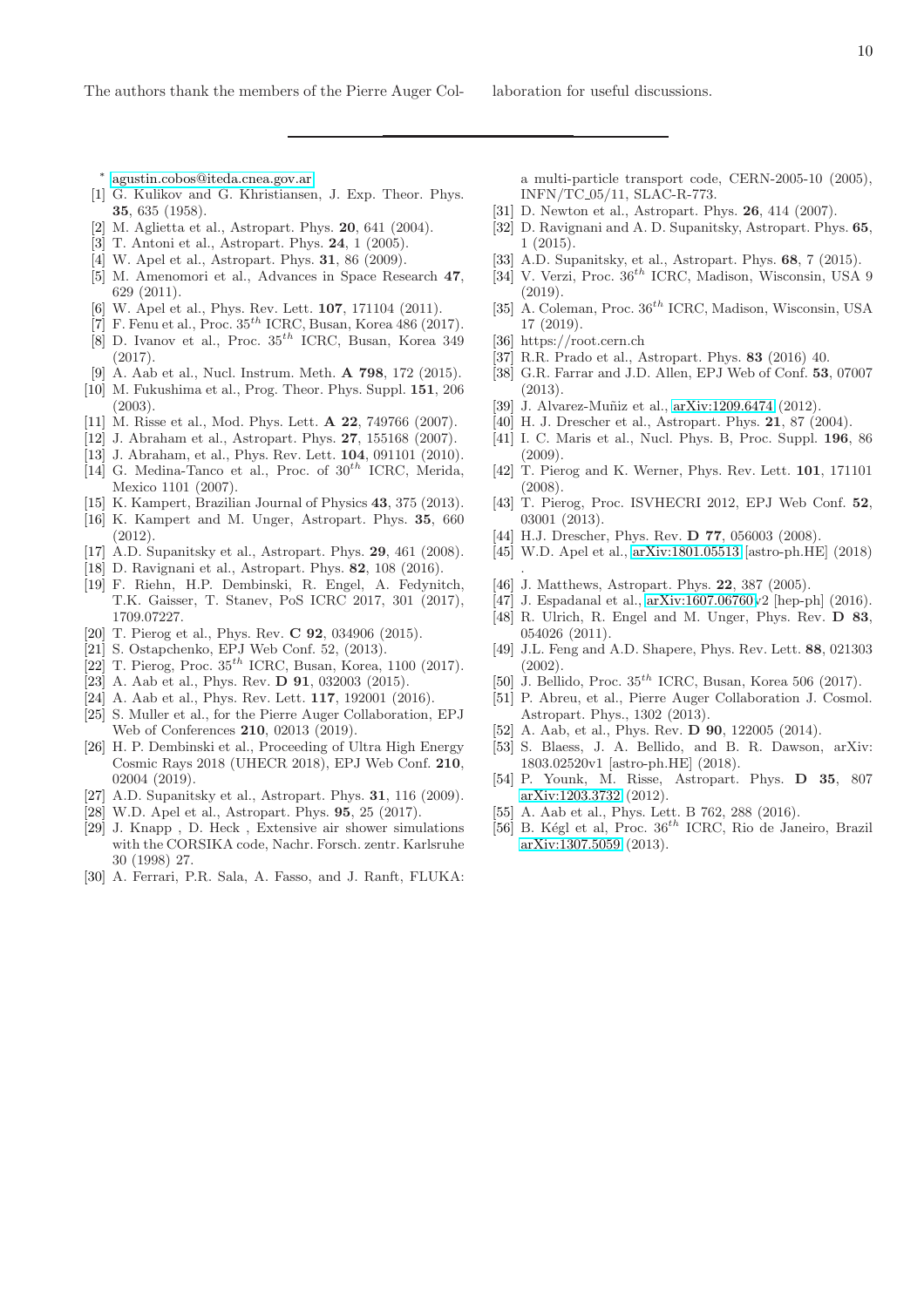The authors thank the members of the Pierre Auger Collaboration for useful discussions.

---

* agustin.cobos@iteda.cnea.gov.ar

[1] G. Kulikov and G. Khristiansen, J. Exp. Theor. Phys. **35**, 635 (1958).

[2] M. Aglietta et al., Astropart. Phys. **20**, 641 (2004).

[3] T. Antoni et al., Astropart. Phys. **24**, 1 (2005).

[4] W. Apel et al., Astropart. Phys. **31**, 86 (2009).

[5] M. Amenomori et al., Advances in Space Research **47**, 629 (2011).

[6] W. Apel et al., Phys. Rev. Lett. **107**, 171104 (2011).

[7] F. Fenu et al., Proc. $35^{th}$ ICRC, Busan, Korea 486 (2017).

[8] D. Ivanov et al., Proc. $35^{th}$ ICRC, Busan, Korea 349 (2017).

[9] A. Aab et al., Nucl. Instrum. Meth. **A 798**, 172 (2015).

[10] M. Fukushima et al., Prog. Theor. Phys. Suppl. **151**, 206 (2003).

[11] M. Risse et al., Mod. Phys. Lett. **A 22**, 749766 (2007).

[12] J. Abraham et al., Astropart. Phys. **27**, 155168 (2007).

[13] J. Abraham, et al., Phys. Rev. Lett. **104**, 091101 (2010).

[14] G. Medina-Tanco et al., Proc. of $30^{th}$ ICRC, Merida, Mexico 1101 (2007).

[15] K. Kampert, Brazilian Journal of Physics **43**, 375 (2013).

[16] K. Kampert and M. Unger, Astropart. Phys. **35**, 660 (2012).

[17] A.D. Supanitsky et al., Astropart. Phys. **29**, 461 (2008).

[18] D. Ravignani et al., Astropart. Phys. **82**, 108 (2016).

[19] F. Riehn, H.P. Dembinski, R. Engel, A. Fedynitch, T.K. Gaisser, T. Stanev, PoS ICRC 2017, 301 (2017), 1709.07227.

[20] T. Pierog et al., Phys. Rev. **C 92**, 034906 (2015).

[21] S. Ostapchenko, EPJ Web Conf. 52, (2013).

[22] T. Pierog, Proc. $35^{th}$ ICRC, Busan, Korea, 1100 (2017).

[23] A. Aab et al., Phys. Rev. **D 91**, 032003 (2015).

[24] A. Aab et al., Phys. Rev. Lett. **117**, 192001 (2016).

[25] S. Muller et al., for the Pierre Auger Collaboration, EPJ Web of Conferences **210**, 02013 (2019).

[26] H. P. Dembinski et al., Proceeding of Ultra High Energy Cosmic Rays 2018 (UHECR 2018), EPJ Web Conf. **210**, 02004 (2019).

[27] A.D. Supanitsky et al., Astropart. Phys. **31**, 116 (2009).

[28] W.D. Apel et al., Astropart. Phys. **95**, 25 (2017).

[29] J. Knapp , D. Heck , Extensive air shower simulations with the CORSIKA code, Nachr. Forsch. zentr. Karlsruhe 30 (1998) 27.

[30] A. Ferrari, P.R. Sala, A. Fasso, and J. Ranft, FLUKA: a multi-particle transport code, CERN-2005-10 (2005), INFN/TC_05/11, SLAC-R-773.

[31] D. Newton et al., Astropart. Phys. **26**, 414 (2007).

[32] D. Ravignani and A. D. Supanitsky, Astropart. Phys. **65**, 1 (2015).

[33] A.D. Supanitsky, et al., Astropart. Phys. **68**, 7 (2015).

[34] V. Verzi, Proc. $36^{th}$ ICRC, Madison, Wisconsin, USA 9 (2019).

[35] A. Coleman, Proc. $36^{th}$ ICRC, Madison, Wisconsin, USA 17 (2019).

[36] https://root.cern.ch

[37] R.R. Prado et al., Astropart. Phys. **83** (2016) 40.

[38] G.R. Farrar and J.D. Allen, EPJ Web of Conf. **53**, 07007 (2013).

[39] J. Alvarez-Muñiz et al., arXiv:1209.6474 (2012).

[40] H. J. Drescher et al., Astropart. Phys. **21**, 87 (2004).

[41] I. C. Maris et al., Nucl. Phys. B, Proc. Suppl. **196**, 86 (2009).

[42] T. Pierog and K. Werner, Phys. Rev. Lett. **101**, 171101 (2008).

[43] T. Pierog, Proc. ISVHECRI 2012, EPJ Web Conf. **52**, 03001 (2013).

[44] H.J. Drescher, Phys. Rev. **D 77**, 056003 (2008).

[45] W.D. Apel et al., arXiv:1801.05513 [astro-ph.HE] (2018) .

[46] J. Matthews, Astropart. Phys. **22**, 387 (2005).

[47] J. Espadanal et al., arXiv:1607.06760v2 [hep-ph] (2016).

[48] R. Ulrich, R. Engel and M. Unger, Phys. Rev. **D 83**, 054026 (2011).

[49] J.L. Feng and A.D. Shapere, Phys. Rev. Lett. **88**, 021303 (2002).

[50] J. Bellido, Proc. $35^{th}$ ICRC, Busan, Korea 506 (2017).

[51] P. Abreu, et al., Pierre Auger Collaboration J. Cosmol. Astropart. Phys., 1302 (2013).

[52] A. Aab, et al., Phys. Rev. **D 90**, 122005 (2014).

[53] S. Blaess, J. A. Bellido, and B. R. Dawson, arXiv: 1803.02520v1 [astro-ph.HE] (2018).

[54] P. Younk, M. Risse, Astropart. Phys. **D 35**, 807 arXiv:1203.3732 (2012).

[55] A. Aab et al., Phys. Lett. B 762, 288 (2016).

[56] B. Kégl et al, Proc. $36^{th}$ ICRC, Rio de Janeiro, Brazil arXiv:1307.5059 (2013).